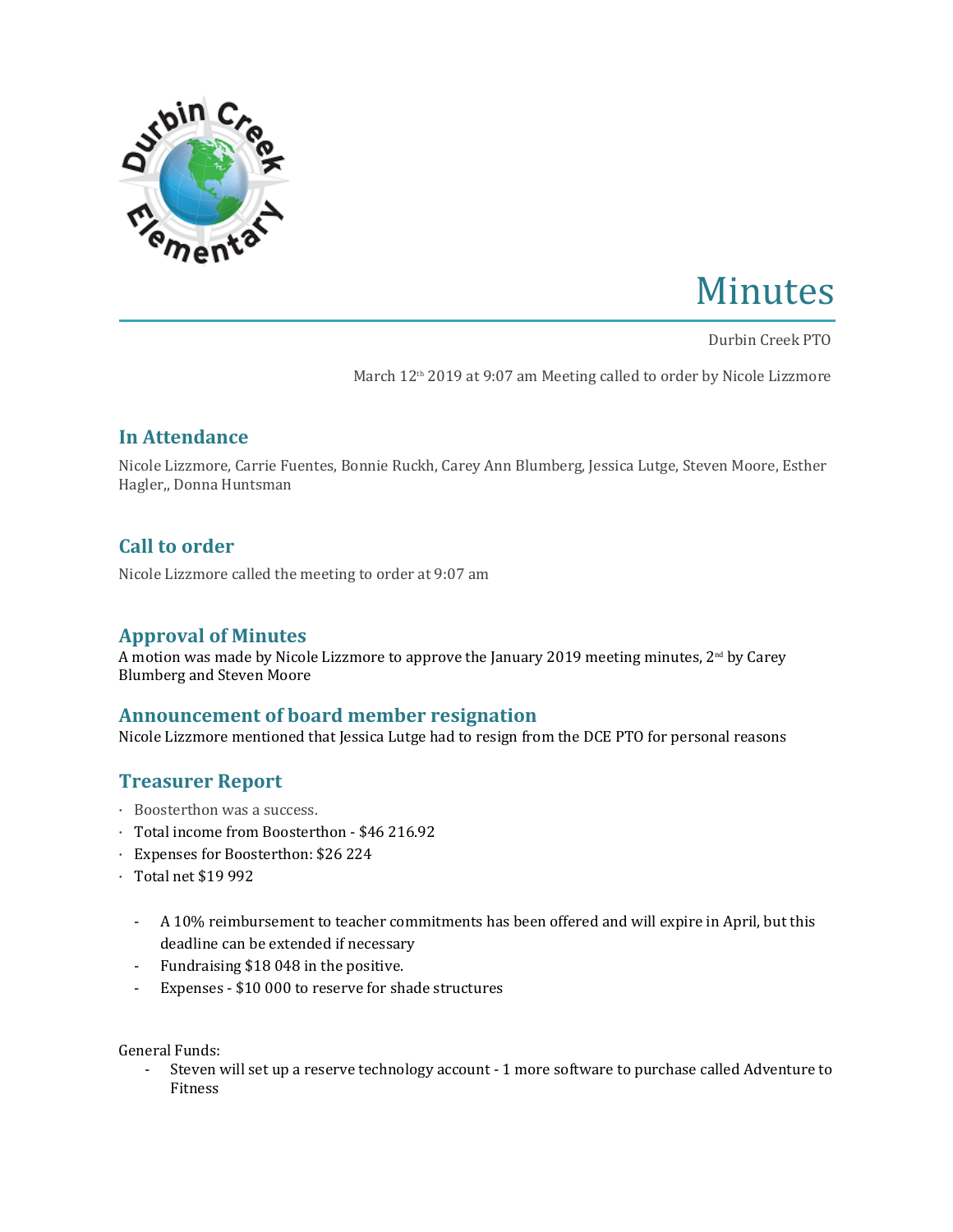# Minutes

Durbin Creek PTO

March 12th 2019 at 9:07 am Meeting called to order by Nicole Lizzmore

## In Attendance

Nicole Lizzmore, Carrie Fuentes, Bonnie Ruckh, Carey Ann Blumberg, Jessica Lutge, Steven Moore, Esther Hagler,, Donna Huntsman

## Call to order

Nicole Lizzmore called the meeting to order at 9:07 am

## Approval of Minutes

A motion was made by Nicole Lizzmore to approve the January 2019 meeting minutes, 2nd by Carey Blumberg and Steven Moore

## Announcement of board member resignation

Nicole Lizzmore mentioned that Jessica Lutge had to resign from the DCE PTO for personal reasons

## Treasurer Report

- Boosterthon was a success.
- Total income from Boosterthon - $46 216.92
- Expenses for Boosterthon: $26 224
- Total net $19 992

  - A 10% reimbursement to teacher commitments has been offered and will expire in April, but this deadline can be extended if necessary
  - Fundraising $18 048 in the positive.
  - Expenses - $10 000 to reserve for shade structures

General Funds:

- Steven will set up a reserve technology account - 1 more software to purchase called Adventure to Fitness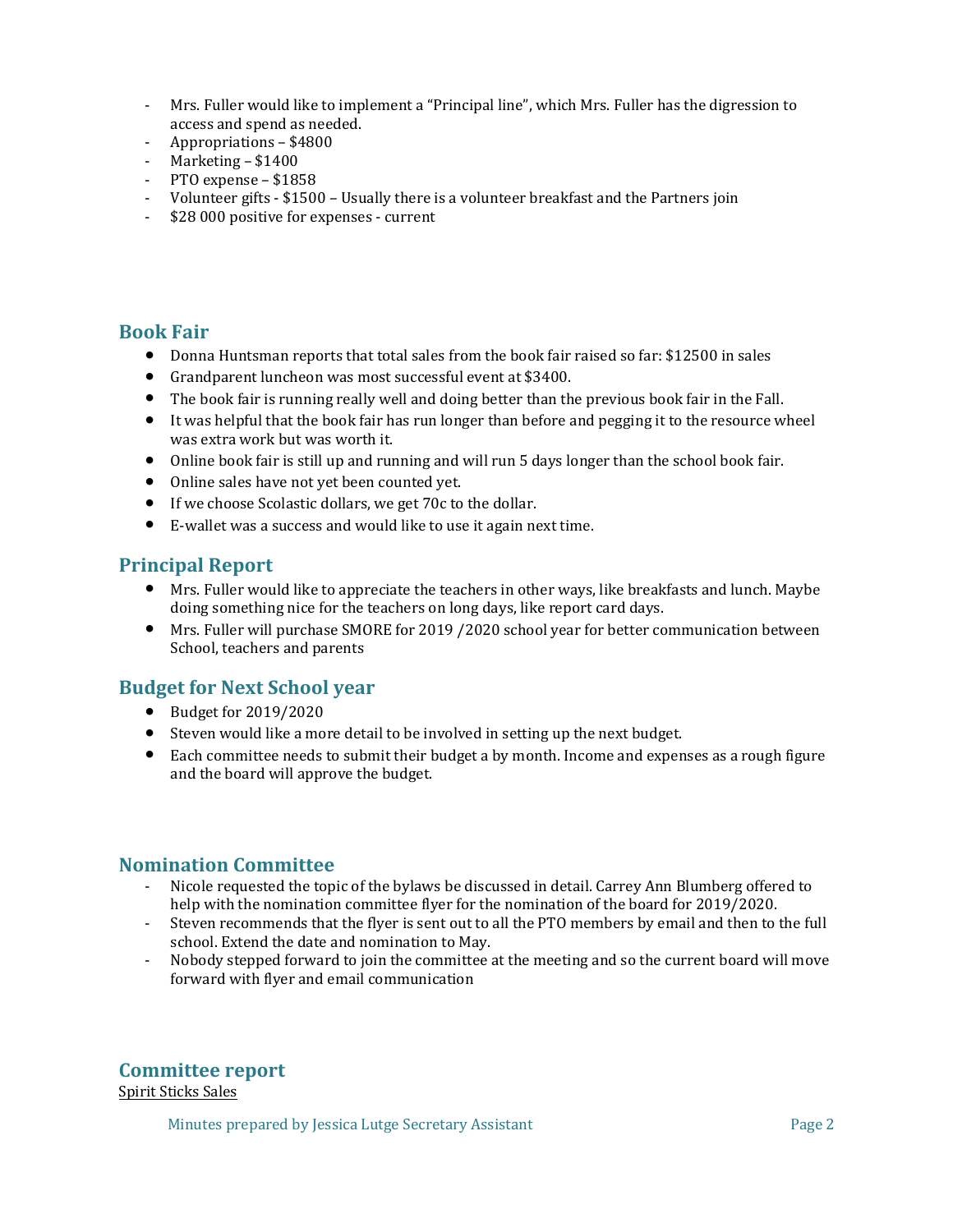- Mrs. Fuller would like to implement a "Principal line", which Mrs. Fuller has the digression to access and spend as needed.
- Appropriations – $4800
- Marketing – $1400
- PTO expense – $1858
- Volunteer gifts - $1500 – Usually there is a volunteer breakfast and the Partners join
- $28 000 positive for expenses - current

## Book Fair

- Donna Huntsman reports that total sales from the book fair raised so far: $12500 in sales
- Grandparent luncheon was most successful event at $3400.
- The book fair is running really well and doing better than the previous book fair in the Fall.
- It was helpful that the book fair has run longer than before and pegging it to the resource wheel was extra work but was worth it.
- Online book fair is still up and running and will run 5 days longer than the school book fair.
- Online sales have not yet been counted yet.
- If we choose Scolastic dollars, we get 70c to the dollar.
- E-wallet was a success and would like to use it again next time.

## Principal Report

- Mrs. Fuller would like to appreciate the teachers in other ways, like breakfasts and lunch. Maybe doing something nice for the teachers on long days, like report card days.
- Mrs. Fuller will purchase SMORE for 2019 /2020 school year for better communication between School, teachers and parents

## Budget for Next School year

- Budget for 2019/2020
- Steven would like a more detail to be involved in setting up the next budget.
- Each committee needs to submit their budget a by month. Income and expenses as a rough figure and the board will approve the budget.

## Nomination Committee

- Nicole requested the topic of the bylaws be discussed in detail. Carrey Ann Blumberg offered to help with the nomination committee flyer for the nomination of the board for 2019/2020.
- Steven recommends that the flyer is sent out to all the PTO members by email and then to the full school. Extend the date and nomination to May.
- Nobody stepped forward to join the committee at the meeting and so the current board will move forward with flyer and email communication

## Committee report

Spirit Sticks Sales

Minutes prepared by Jessica Lutge Secretary Assistant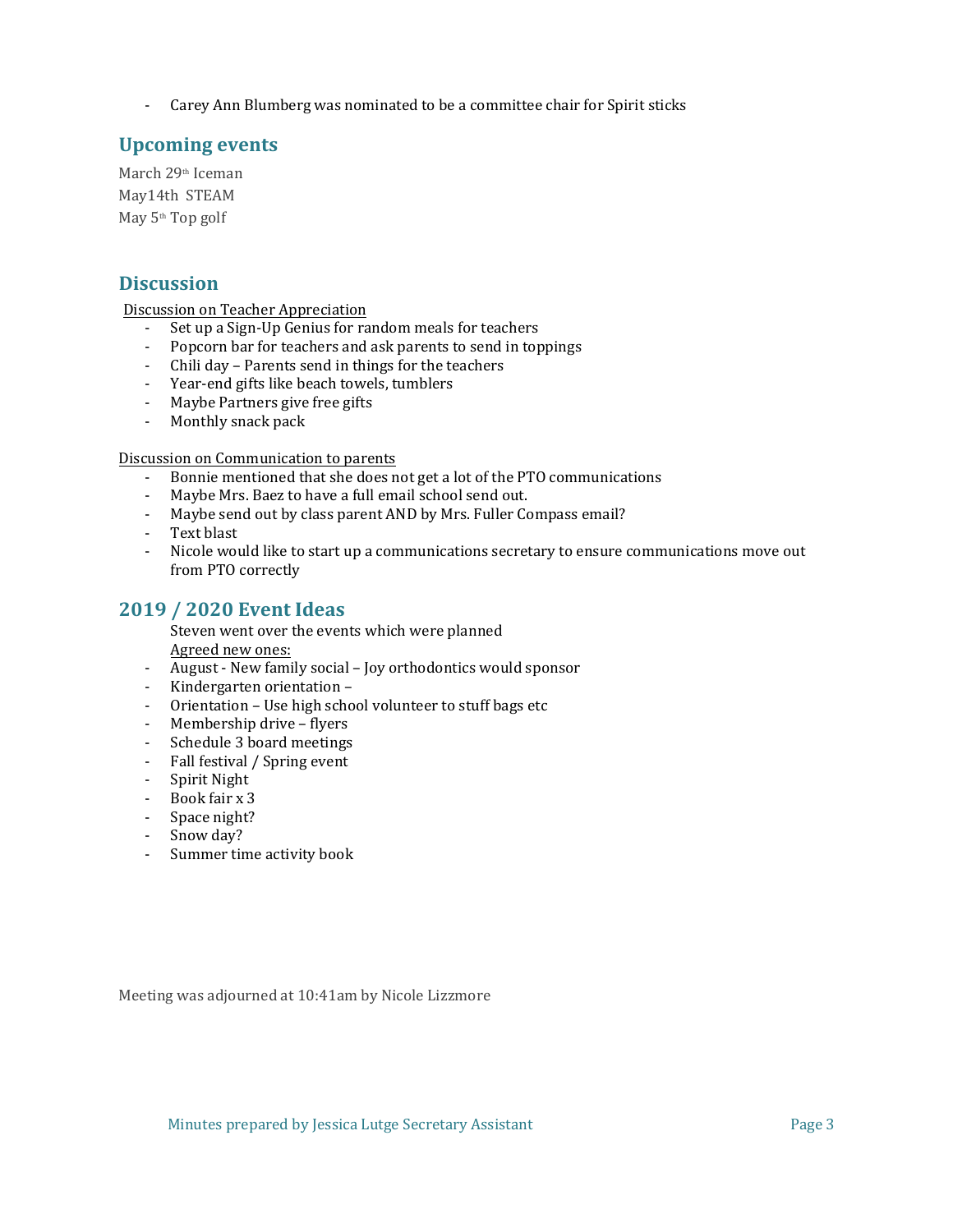- Carey Ann Blumberg was nominated to be a committee chair for Spirit sticks

## Upcoming events

March 29th Iceman
May14th STEAM
May 5th Top golf

## Discussion

Discussion on Teacher Appreciation

- Set up a Sign-Up Genius for random meals for teachers
- Popcorn bar for teachers and ask parents to send in toppings
- Chili day – Parents send in things for the teachers
- Year-end gifts like beach towels, tumblers
- Maybe Partners give free gifts
- Monthly snack pack

Discussion on Communication to parents

- Bonnie mentioned that she does not get a lot of the PTO communications
- Maybe Mrs. Baez to have a full email school send out.
- Maybe send out by class parent AND by Mrs. Fuller Compass email?
- Text blast
- Nicole would like to start up a communications secretary to ensure communications move out from PTO correctly

## 2019 / 2020 Event Ideas

Steven went over the events which were planned

Agreed new ones:

- August - New family social – Joy orthodontics would sponsor
- Kindergarten orientation –
- Orientation – Use high school volunteer to stuff bags etc
- Membership drive – flyers
- Schedule 3 board meetings
- Fall festival / Spring event
- Spirit Night
- Book fair x 3
- Space night?
- Snow day?
- Summer time activity book

Meeting was adjourned at 10:41am by Nicole Lizzmore

Minutes prepared by Jessica Lutge Secretary Assistant